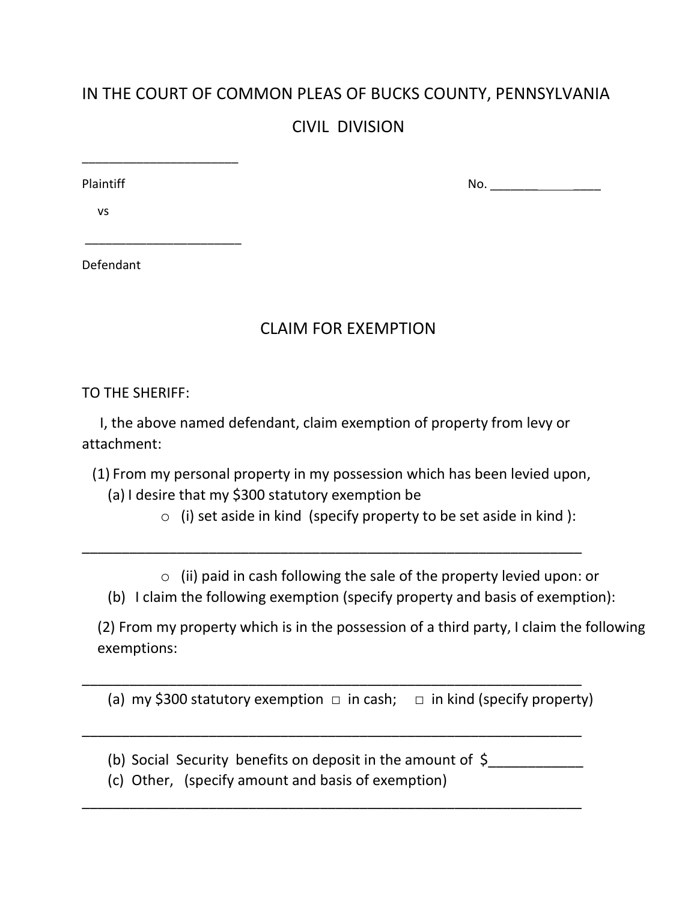IN THE COURT OF COMMON PLEAS OF BUCKS COUNTY, PENNSYLVANIA

CIVIL DIVISION

_____________________

Plaintiff                                                                                    No. _______________

vs

_____________________

Defendant

## CLAIM FOR EXEMPTION

TO THE SHERIFF:

I, the above named defendant, claim exemption of property from levy or attachment:

(1) From my personal property in my possession which has been levied upon,

(a) I desire that my $300 statutory exemption be

- ○ (i) set aside in kind (specify property to be set aside in kind ):

_________________________________________________________________

- ○ (ii) paid in cash following the sale of the property levied upon: or

(b) I claim the following exemption (specify property and basis of exemption):

(2) From my property which is in the possession of a third party, I claim the following exemptions:

_________________________________________________________________

(a) my $300 statutory exemption □ in cash; □ in kind (specify property)

_________________________________________________________________

(b) Social Security benefits on deposit in the amount of $____________

(c) Other, (specify amount and basis of exemption)

_________________________________________________________________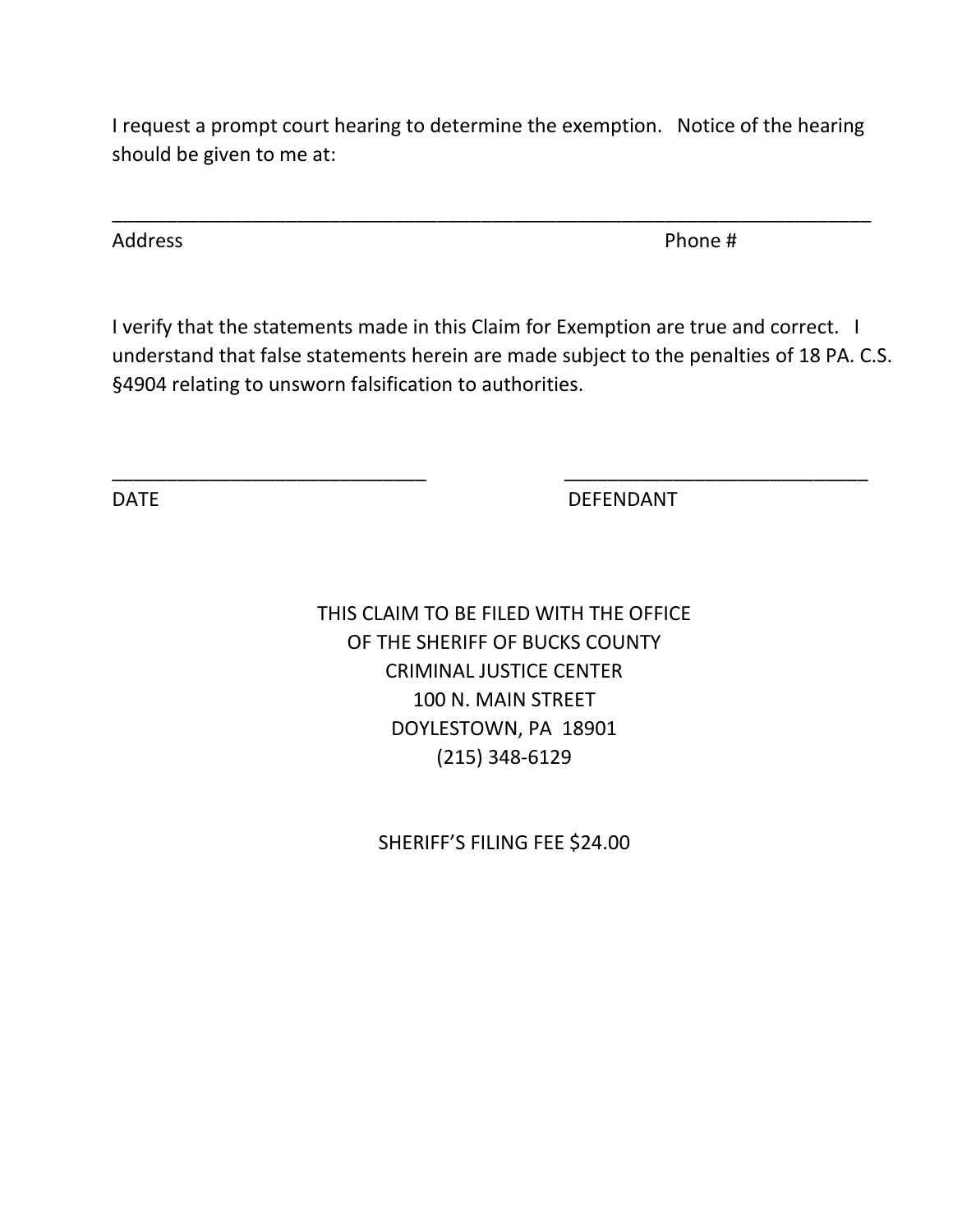I request a prompt court hearing to determine the exemption. Notice of the hearing should be given to me at:

_____________________________________________________________________________

Address Phone #

I verify that the statements made in this Claim for Exemption are true and correct. I understand that false statements herein are made subject to the penalties of 18 PA. C.S. §4904 relating to unsworn falsification to authorities.

______________________________ ______________________________

DATE DEFENDANT

THIS CLAIM TO BE FILED WITH THE OFFICE
OF THE SHERIFF OF BUCKS COUNTY
CRIMINAL JUSTICE CENTER
100 N. MAIN STREET
DOYLESTOWN, PA 18901
(215) 348-6129

SHERIFF'S FILING FEE $24.00